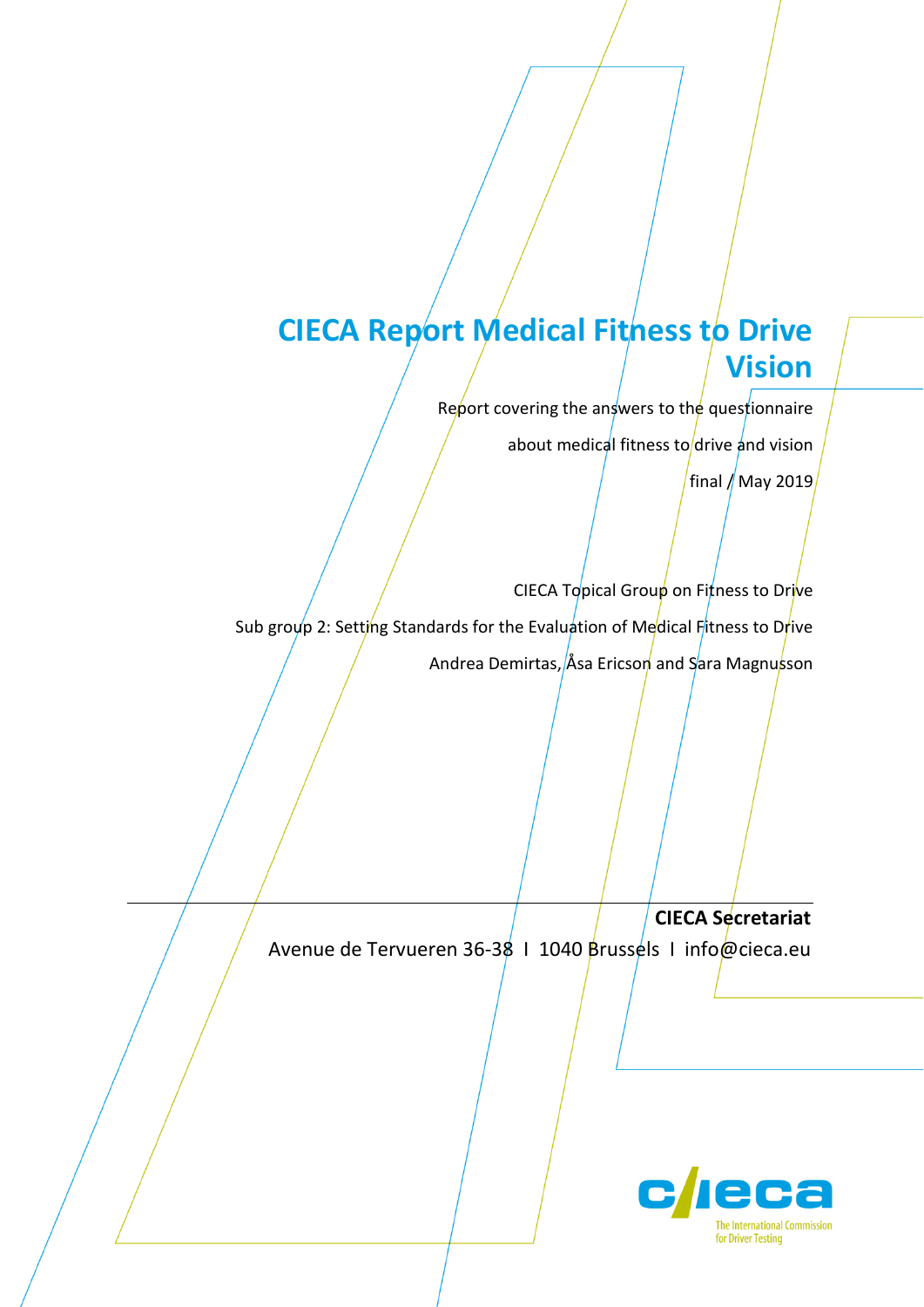# CIECA Report Medical Fitness to Drive Vision

Report covering the answers to the questionnaire

about medical fitness to drive and vision

final / May 2019

CIECA Topical Group on Fitness to Drive

Sub group 2: Setting Standards for the Evaluation of Medical Fitness to Drive

Andrea Demirtas, Åsa Ericson and Sara Magnusson

**CIECA Secretariat**

Avenue de Tervueren 36-38 I 1040 Brussels I info@cieca.eu

The International Commission for Driver Testing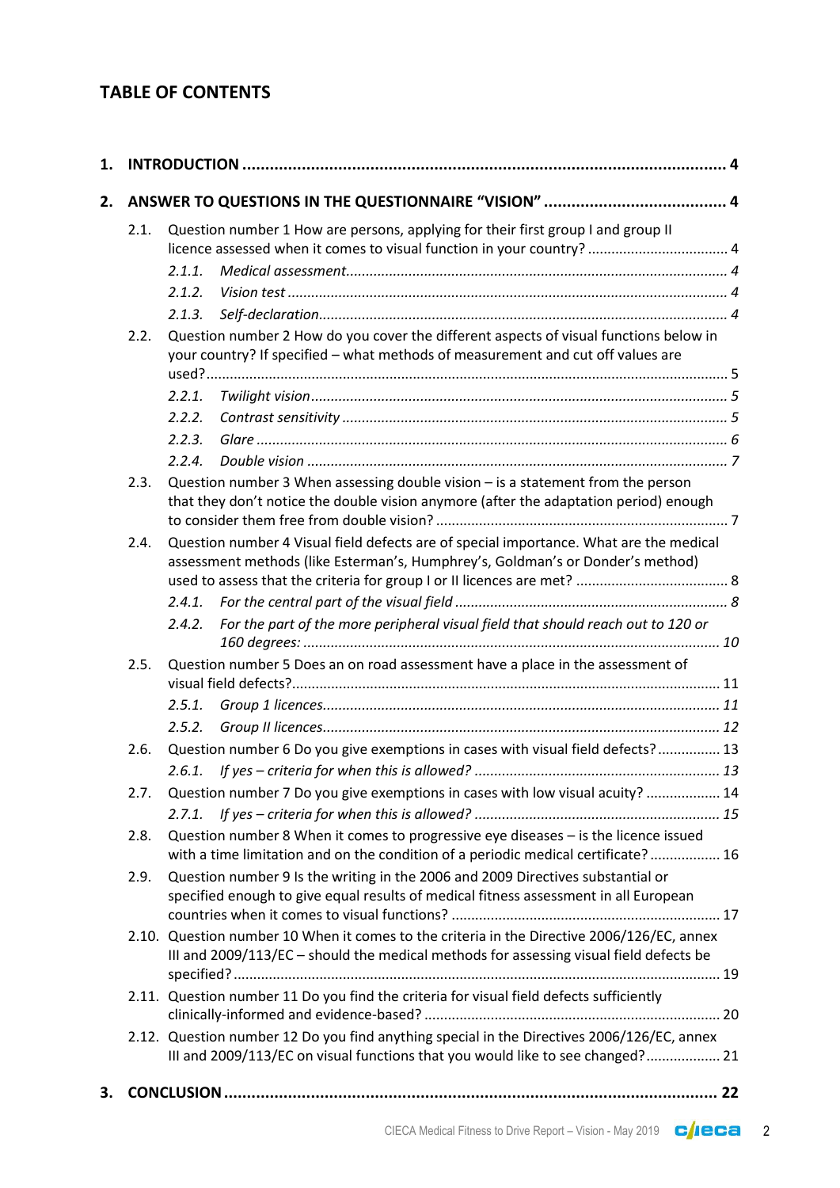# TABLE OF CONTENTS

**1. INTRODUCTION .......................................................................................................... 4**

**2. ANSWER TO QUESTIONS IN THE QUESTIONNAIRE "VISION" ........................................ 4**

- 2.1. Question number 1 How are persons, applying for their first group I and group II licence assessed when it comes to visual function in your country? .................................... 4
  - *2.1.1. Medical assessment................................................................................................. 4*
  - *2.1.2. Vision test ............................................................................................................... 4*
  - *2.1.3. Self-declaration........................................................................................................ 4*
- 2.2. Question number 2 How do you cover the different aspects of visual functions below in your country? If specified – what methods of measurement and cut off values are used?.......................................................................................................................... 5
  - *2.2.1. Twilight vision.......................................................................................................... 5*
  - *2.2.2. Contrast sensitivity .................................................................................................. 5*
  - *2.2.3. Glare ........................................................................................................................ 6*
  - *2.2.4. Double vision ........................................................................................................... 7*
- 2.3. Question number 3 When assessing double vision – is a statement from the person that they don't notice the double vision anymore (after the adaptation period) enough to consider them free from double vision? .......................................................................... 7
- 2.4. Question number 4 Visual field defects are of special importance. What are the medical assessment methods (like Esterman's, Humphrey's, Goldman's or Donder's method) used to assess that the criteria for group I or II licences are met? ....................................... 8
  - *2.4.1. For the central part of the visual field ..................................................................... 8*
  - *2.4.2. For the part of the more peripheral visual field that should reach out to 120 or 160 degrees: ......................................................................................................... 10*
- 2.5. Question number 5 Does an on road assessment have a place in the assessment of visual field defects?............................................................................................................ 11
  - *2.5.1. Group 1 licences..................................................................................................... 11*
  - *2.5.2. Group II licences..................................................................................................... 12*
- 2.6. Question number 6 Do you give exemptions in cases with visual field defects? ................ 13
  - *2.6.1. If yes – criteria for when this is allowed? .............................................................. 13*
- 2.7. Question number 7 Do you give exemptions in cases with low visual acuity? ................... 14
  - *2.7.1. If yes – criteria for when this is allowed? .............................................................. 15*
- 2.8. Question number 8 When it comes to progressive eye diseases – is the licence issued with a time limitation and on the condition of a periodic medical certificate? .................. 16
- 2.9. Question number 9 Is the writing in the 2006 and 2009 Directives substantial or specified enough to give equal results of medical fitness assessment in all European countries when it comes to visual functions? .................................................................... 17
- 2.10. Question number 10 When it comes to the criteria in the Directive 2006/126/EC, annex III and 2009/113/EC – should the medical methods for assessing visual field defects be specified? .......................................................................................................................... 19
- 2.11. Question number 11 Do you find the criteria for visual field defects sufficiently clinically-informed and evidence-based? ........................................................................... 20
- 2.12. Question number 12 Do you find anything special in the Directives 2006/126/EC, annex III and 2009/113/EC on visual functions that you would like to see changed?................... 21

**3. CONCLUSION ........................................................................................................... 22**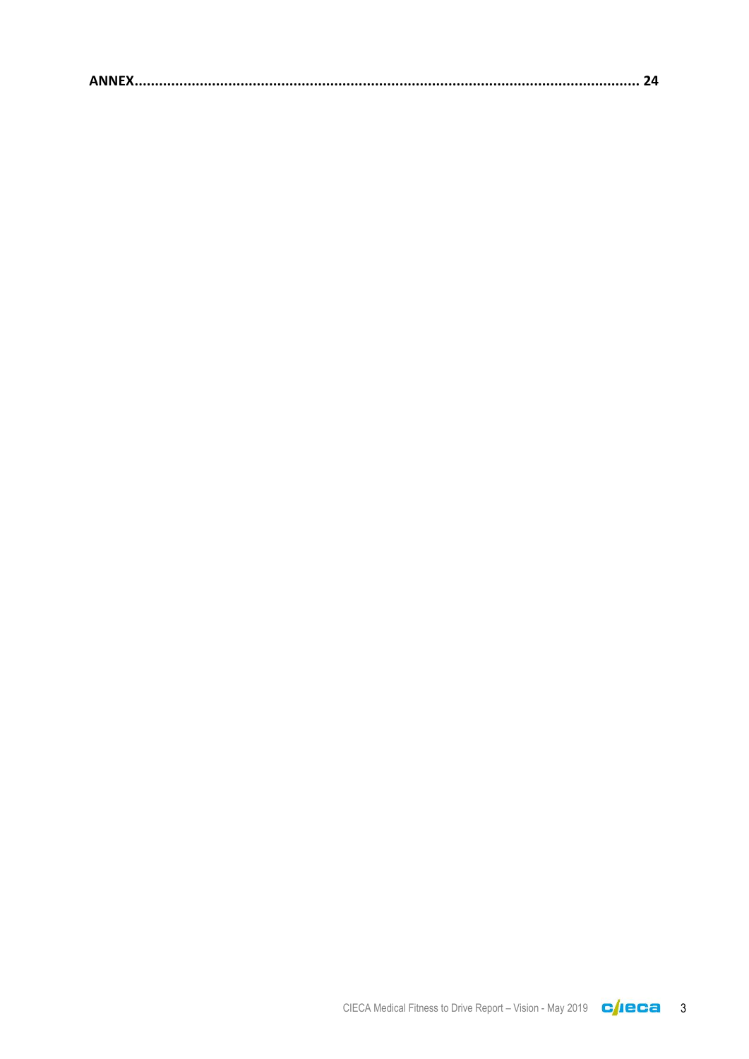**ANNEX................................................................................................................................ 24**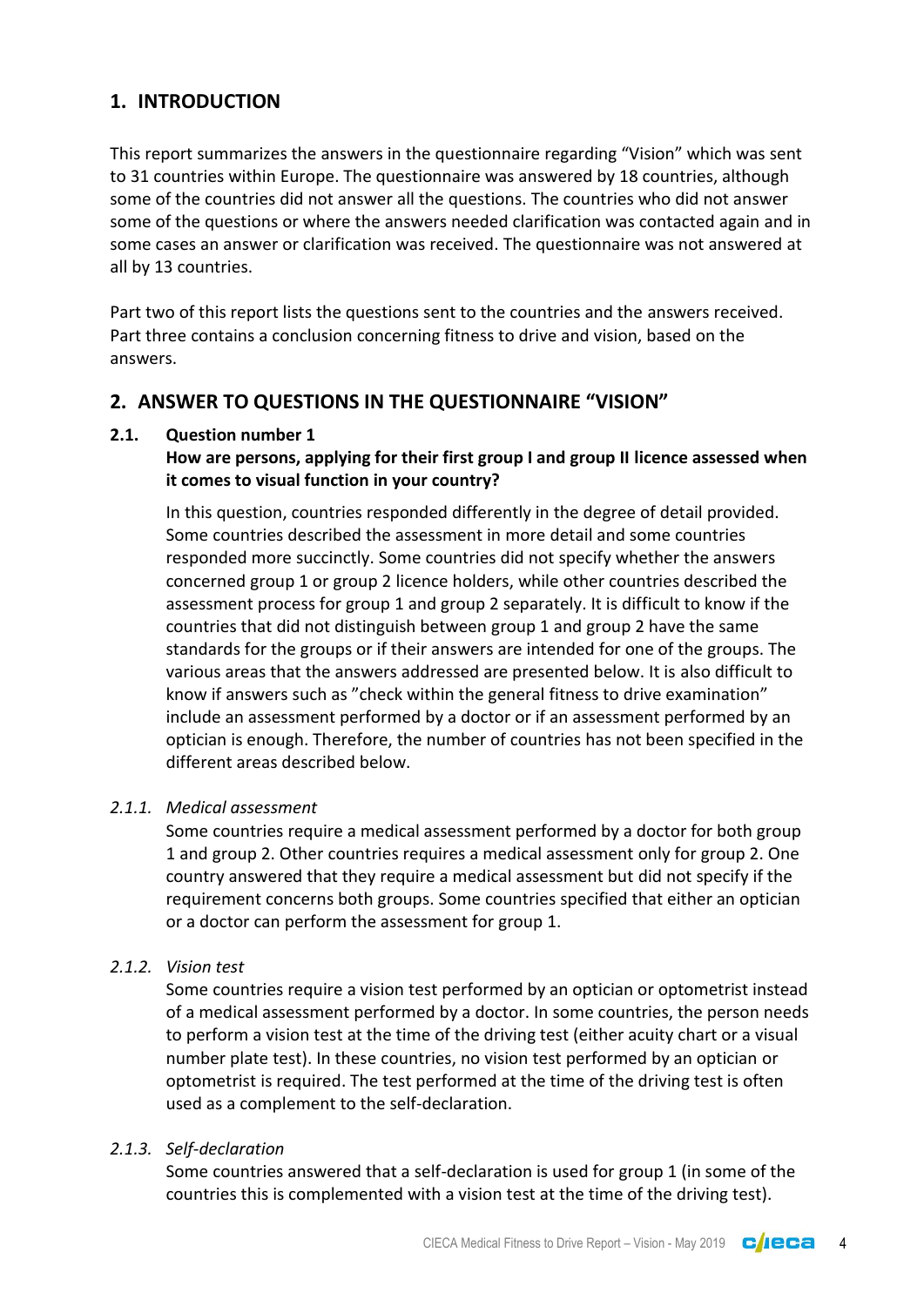# 1. INTRODUCTION

This report summarizes the answers in the questionnaire regarding "Vision" which was sent to 31 countries within Europe. The questionnaire was answered by 18 countries, although some of the countries did not answer all the questions. The countries who did not answer some of the questions or where the answers needed clarification was contacted again and in some cases an answer or clarification was received. The questionnaire was not answered at all by 13 countries.

Part two of this report lists the questions sent to the countries and the answers received. Part three contains a conclusion concerning fitness to drive and vision, based on the answers.

# 2. ANSWER TO QUESTIONS IN THE QUESTIONNAIRE "VISION"

## 2.1. Question number 1

**How are persons, applying for their first group I and group II licence assessed when it comes to visual function in your country?**

In this question, countries responded differently in the degree of detail provided. Some countries described the assessment in more detail and some countries responded more succinctly. Some countries did not specify whether the answers concerned group 1 or group 2 licence holders, while other countries described the assessment process for group 1 and group 2 separately. It is difficult to know if the countries that did not distinguish between group 1 and group 2 have the same standards for the groups or if their answers are intended for one of the groups. The various areas that the answers addressed are presented below. It is also difficult to know if answers such as "check within the general fitness to drive examination" include an assessment performed by a doctor or if an assessment performed by an optician is enough. Therefore, the number of countries has not been specified in the different areas described below.

### *2.1.1. Medical assessment*

Some countries require a medical assessment performed by a doctor for both group 1 and group 2. Other countries requires a medical assessment only for group 2. One country answered that they require a medical assessment but did not specify if the requirement concerns both groups. Some countries specified that either an optician or a doctor can perform the assessment for group 1.

### *2.1.2. Vision test*

Some countries require a vision test performed by an optician or optometrist instead of a medical assessment performed by a doctor. In some countries, the person needs to perform a vision test at the time of the driving test (either acuity chart or a visual number plate test). In these countries, no vision test performed by an optician or optometrist is required. The test performed at the time of the driving test is often used as a complement to the self-declaration.

### *2.1.3. Self-declaration*

Some countries answered that a self-declaration is used for group 1 (in some of the countries this is complemented with a vision test at the time of the driving test).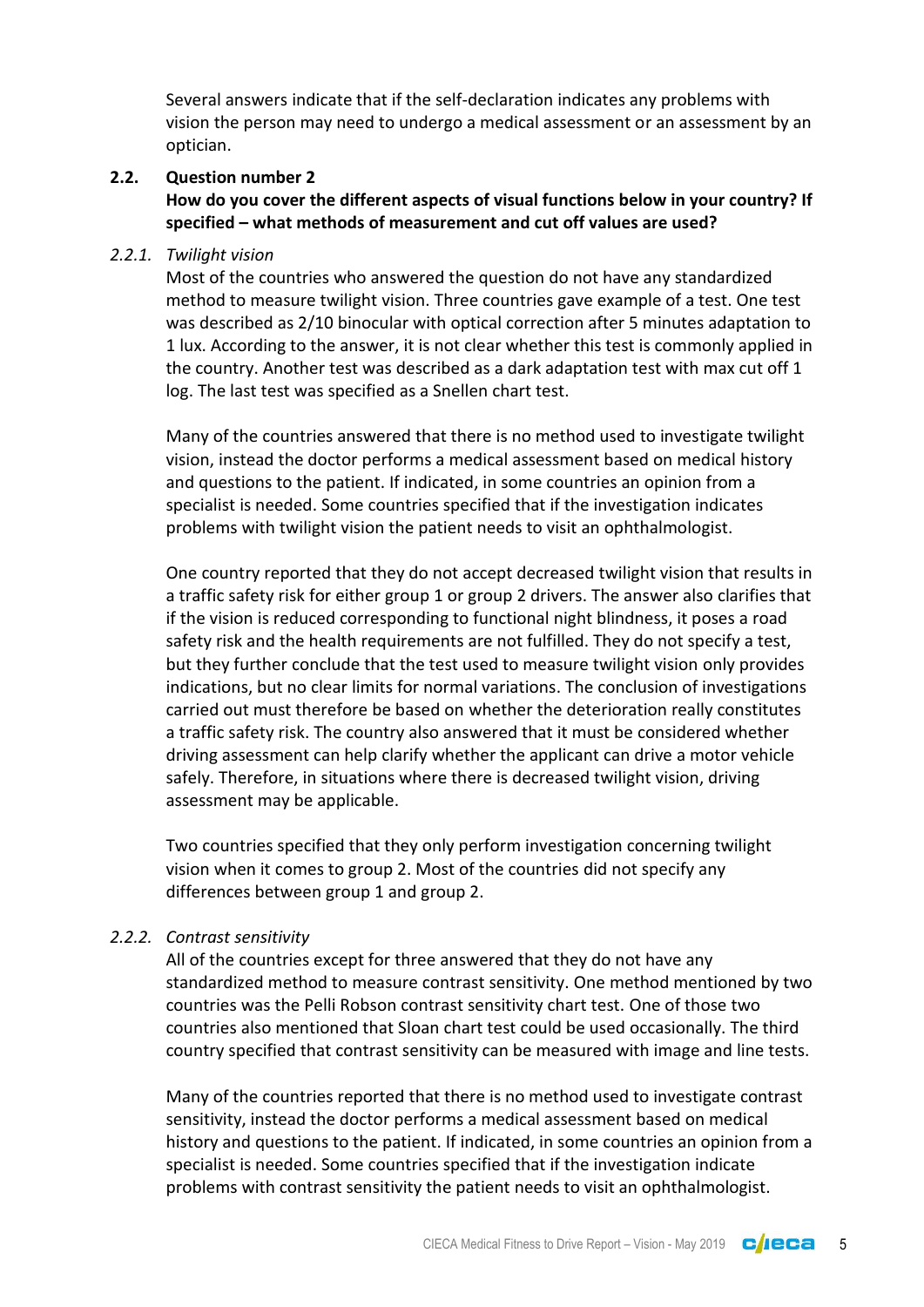Several answers indicate that if the self-declaration indicates any problems with vision the person may need to undergo a medical assessment or an assessment by an optician.

## 2.2. Question number 2

**How do you cover the different aspects of visual functions below in your country? If specified – what methods of measurement and cut off values are used?**

### *2.2.1. Twilight vision*

Most of the countries who answered the question do not have any standardized method to measure twilight vision. Three countries gave example of a test. One test was described as 2/10 binocular with optical correction after 5 minutes adaptation to 1 lux. According to the answer, it is not clear whether this test is commonly applied in the country. Another test was described as a dark adaptation test with max cut off 1 log. The last test was specified as a Snellen chart test.

Many of the countries answered that there is no method used to investigate twilight vision, instead the doctor performs a medical assessment based on medical history and questions to the patient. If indicated, in some countries an opinion from a specialist is needed. Some countries specified that if the investigation indicates problems with twilight vision the patient needs to visit an ophthalmologist.

One country reported that they do not accept decreased twilight vision that results in a traffic safety risk for either group 1 or group 2 drivers. The answer also clarifies that if the vision is reduced corresponding to functional night blindness, it poses a road safety risk and the health requirements are not fulfilled. They do not specify a test, but they further conclude that the test used to measure twilight vision only provides indications, but no clear limits for normal variations. The conclusion of investigations carried out must therefore be based on whether the deterioration really constitutes a traffic safety risk. The country also answered that it must be considered whether driving assessment can help clarify whether the applicant can drive a motor vehicle safely. Therefore, in situations where there is decreased twilight vision, driving assessment may be applicable.

Two countries specified that they only perform investigation concerning twilight vision when it comes to group 2. Most of the countries did not specify any differences between group 1 and group 2.

### *2.2.2. Contrast sensitivity*

All of the countries except for three answered that they do not have any standardized method to measure contrast sensitivity. One method mentioned by two countries was the Pelli Robson contrast sensitivity chart test. One of those two countries also mentioned that Sloan chart test could be used occasionally. The third country specified that contrast sensitivity can be measured with image and line tests.

Many of the countries reported that there is no method used to investigate contrast sensitivity, instead the doctor performs a medical assessment based on medical history and questions to the patient. If indicated, in some countries an opinion from a specialist is needed. Some countries specified that if the investigation indicate problems with contrast sensitivity the patient needs to visit an ophthalmologist.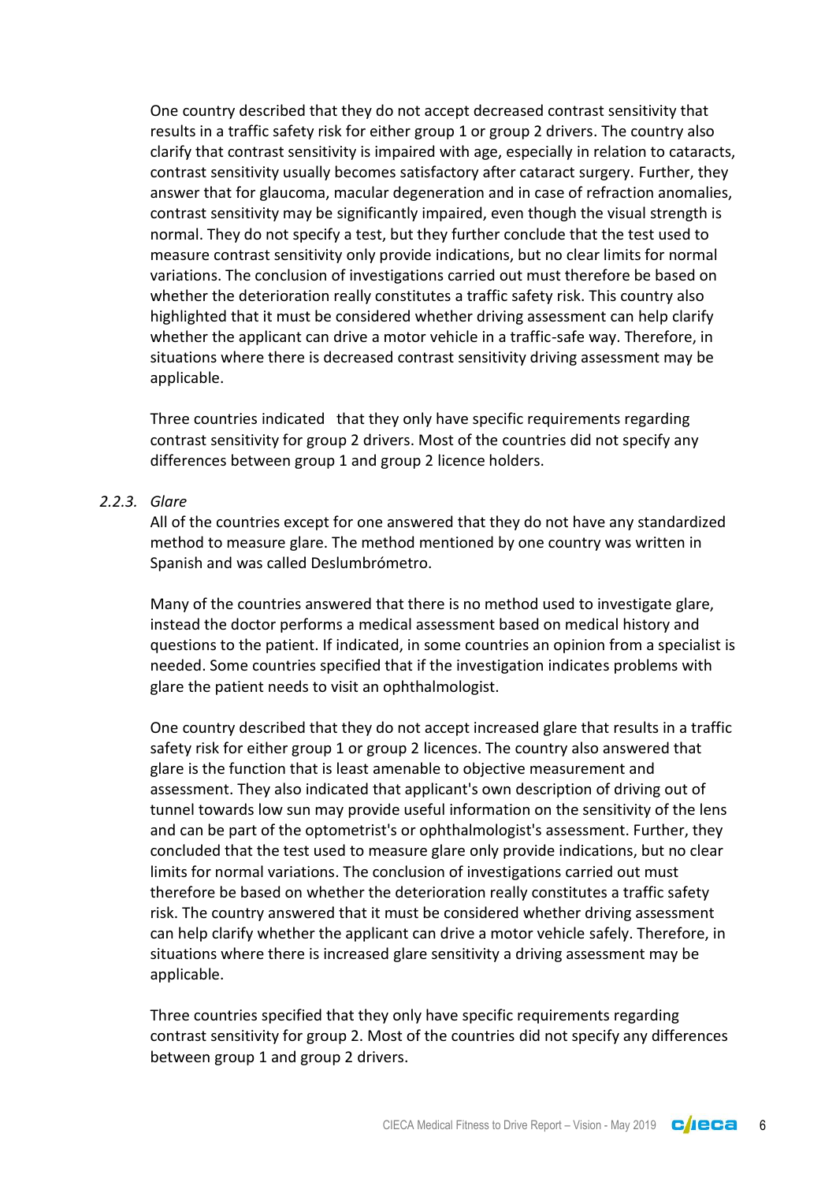One country described that they do not accept decreased contrast sensitivity that results in a traffic safety risk for either group 1 or group 2 drivers. The country also clarify that contrast sensitivity is impaired with age, especially in relation to cataracts, contrast sensitivity usually becomes satisfactory after cataract surgery. Further, they answer that for glaucoma, macular degeneration and in case of refraction anomalies, contrast sensitivity may be significantly impaired, even though the visual strength is normal. They do not specify a test, but they further conclude that the test used to measure contrast sensitivity only provide indications, but no clear limits for normal variations. The conclusion of investigations carried out must therefore be based on whether the deterioration really constitutes a traffic safety risk. This country also highlighted that it must be considered whether driving assessment can help clarify whether the applicant can drive a motor vehicle in a traffic-safe way. Therefore, in situations where there is decreased contrast sensitivity driving assessment may be applicable.

Three countries indicated that they only have specific requirements regarding contrast sensitivity for group 2 drivers. Most of the countries did not specify any differences between group 1 and group 2 licence holders.

### *2.2.3. Glare*

All of the countries except for one answered that they do not have any standardized method to measure glare. The method mentioned by one country was written in Spanish and was called Deslumbrómetro.

Many of the countries answered that there is no method used to investigate glare, instead the doctor performs a medical assessment based on medical history and questions to the patient. If indicated, in some countries an opinion from a specialist is needed. Some countries specified that if the investigation indicates problems with glare the patient needs to visit an ophthalmologist.

One country described that they do not accept increased glare that results in a traffic safety risk for either group 1 or group 2 licences. The country also answered that glare is the function that is least amenable to objective measurement and assessment. They also indicated that applicant's own description of driving out of tunnel towards low sun may provide useful information on the sensitivity of the lens and can be part of the optometrist's or ophthalmologist's assessment. Further, they concluded that the test used to measure glare only provide indications, but no clear limits for normal variations. The conclusion of investigations carried out must therefore be based on whether the deterioration really constitutes a traffic safety risk. The country answered that it must be considered whether driving assessment can help clarify whether the applicant can drive a motor vehicle safely. Therefore, in situations where there is increased glare sensitivity a driving assessment may be applicable.

Three countries specified that they only have specific requirements regarding contrast sensitivity for group 2. Most of the countries did not specify any differences between group 1 and group 2 drivers.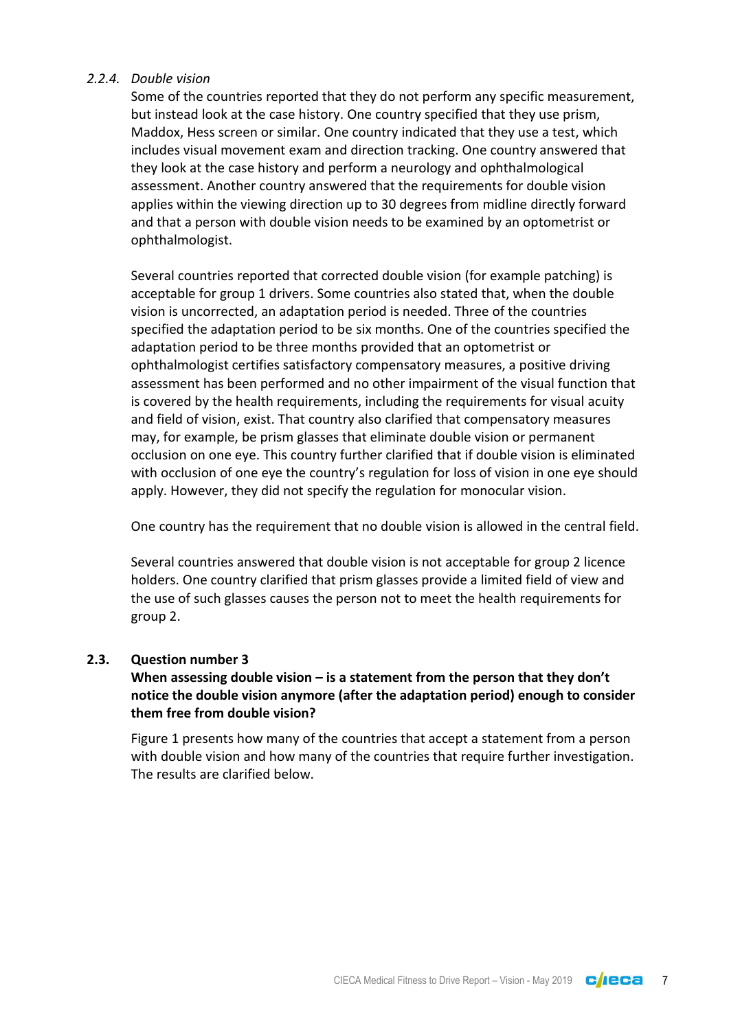#### *2.2.4. Double vision*

Some of the countries reported that they do not perform any specific measurement, but instead look at the case history. One country specified that they use prism, Maddox, Hess screen or similar. One country indicated that they use a test, which includes visual movement exam and direction tracking. One country answered that they look at the case history and perform a neurology and ophthalmological assessment. Another country answered that the requirements for double vision applies within the viewing direction up to 30 degrees from midline directly forward and that a person with double vision needs to be examined by an optometrist or ophthalmologist.

Several countries reported that corrected double vision (for example patching) is acceptable for group 1 drivers. Some countries also stated that, when the double vision is uncorrected, an adaptation period is needed. Three of the countries specified the adaptation period to be six months. One of the countries specified the adaptation period to be three months provided that an optometrist or ophthalmologist certifies satisfactory compensatory measures, a positive driving assessment has been performed and no other impairment of the visual function that is covered by the health requirements, including the requirements for visual acuity and field of vision, exist. That country also clarified that compensatory measures may, for example, be prism glasses that eliminate double vision or permanent occlusion on one eye. This country further clarified that if double vision is eliminated with occlusion of one eye the country's regulation for loss of vision in one eye should apply. However, they did not specify the regulation for monocular vision.

One country has the requirement that no double vision is allowed in the central field.

Several countries answered that double vision is not acceptable for group 2 licence holders. One country clarified that prism glasses provide a limited field of view and the use of such glasses causes the person not to meet the health requirements for group 2.

### 2.3. Question number 3

**When assessing double vision – is a statement from the person that they don't notice the double vision anymore (after the adaptation period) enough to consider them free from double vision?**

Figure 1 presents how many of the countries that accept a statement from a person with double vision and how many of the countries that require further investigation. The results are clarified below.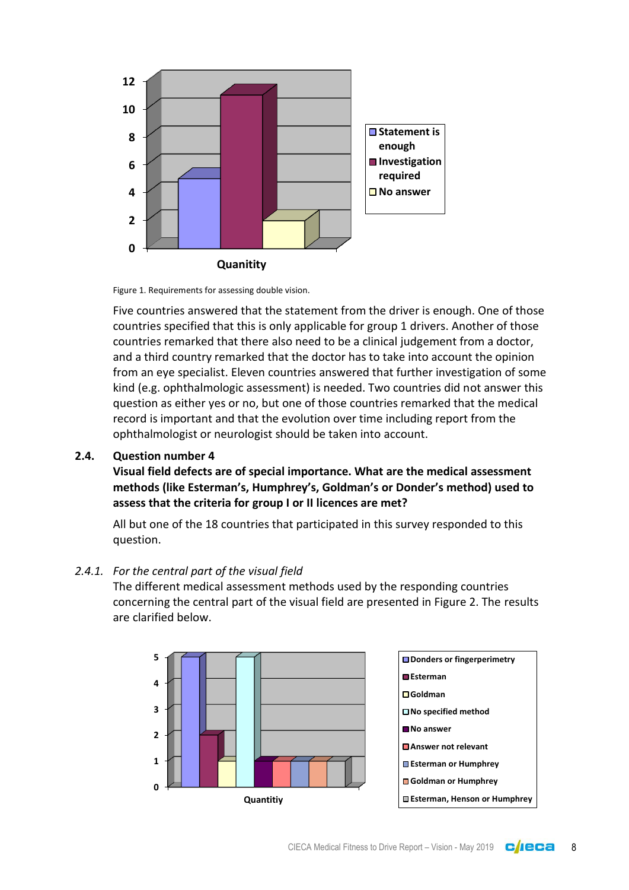Figure 1. Requirements for assessing double vision.

Five countries answered that the statement from the driver is enough. One of those countries specified that this is only applicable for group 1 drivers. Another of those countries remarked that there also need to be a clinical judgement from a doctor, and a third country remarked that the doctor has to take into account the opinion from an eye specialist. Eleven countries answered that further investigation of some kind (e.g. ophthalmologic assessment) is needed. Two countries did not answer this question as either yes or no, but one of those countries remarked that the medical record is important and that the evolution over time including report from the ophthalmologist or neurologist should be taken into account.

## 2.4. Question number 4

**Visual field defects are of special importance. What are the medical assessment methods (like Esterman's, Humphrey's, Goldman's or Donder's method) used to assess that the criteria for group I or II licences are met?**

All but one of the 18 countries that participated in this survey responded to this question.

### *2.4.1. For the central part of the visual field*

The different medical assessment methods used by the responding countries concerning the central part of the visual field are presented in Figure 2. The results are clarified below.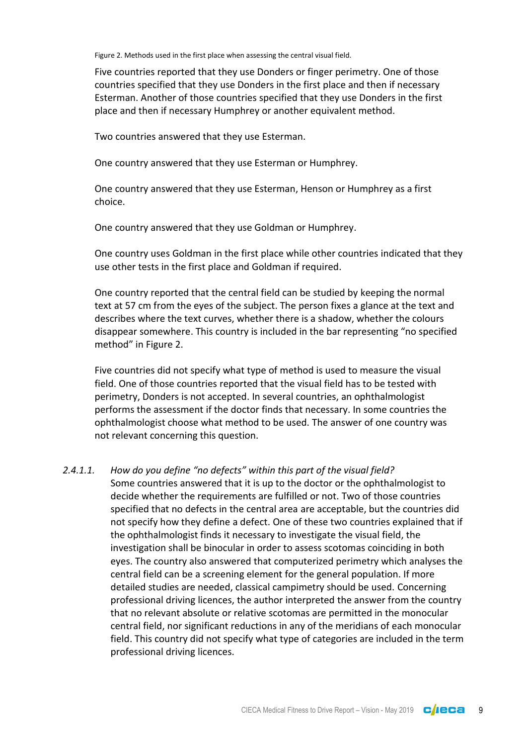Figure 2. Methods used in the first place when assessing the central visual field.

Five countries reported that they use Donders or finger perimetry. One of those countries specified that they use Donders in the first place and then if necessary Esterman. Another of those countries specified that they use Donders in the first place and then if necessary Humphrey or another equivalent method.

Two countries answered that they use Esterman.

One country answered that they use Esterman or Humphrey.

One country answered that they use Esterman, Henson or Humphrey as a first choice.

One country answered that they use Goldman or Humphrey.

One country uses Goldman in the first place while other countries indicated that they use other tests in the first place and Goldman if required.

One country reported that the central field can be studied by keeping the normal text at 57 cm from the eyes of the subject. The person fixes a glance at the text and describes where the text curves, whether there is a shadow, whether the colours disappear somewhere. This country is included in the bar representing “no specified method” in Figure 2.

Five countries did not specify what type of method is used to measure the visual field. One of those countries reported that the visual field has to be tested with perimetry, Donders is not accepted. In several countries, an ophthalmologist performs the assessment if the doctor finds that necessary. In some countries the ophthalmologist choose what method to be used. The answer of one country was not relevant concerning this question.

#### *2.4.1.1. How do you define “no defects” within this part of the visual field?*

Some countries answered that it is up to the doctor or the ophthalmologist to decide whether the requirements are fulfilled or not. Two of those countries specified that no defects in the central area are acceptable, but the countries did not specify how they define a defect. One of these two countries explained that if the ophthalmologist finds it necessary to investigate the visual field, the investigation shall be binocular in order to assess scotomas coinciding in both eyes. The country also answered that computerized perimetry which analyses the central field can be a screening element for the general population. If more detailed studies are needed, classical campimetry should be used. Concerning professional driving licences, the author interpreted the answer from the country that no relevant absolute or relative scotomas are permitted in the monocular central field, nor significant reductions in any of the meridians of each monocular field. This country did not specify what type of categories are included in the term professional driving licences.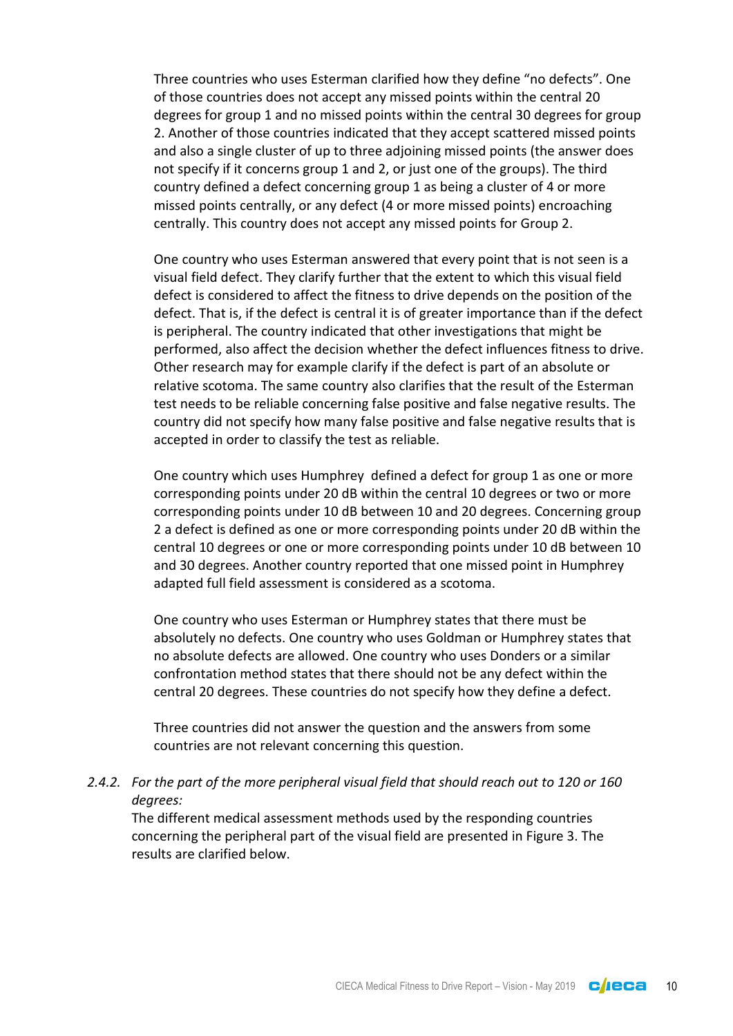Three countries who uses Esterman clarified how they define "no defects". One of those countries does not accept any missed points within the central 20 degrees for group 1 and no missed points within the central 30 degrees for group 2. Another of those countries indicated that they accept scattered missed points and also a single cluster of up to three adjoining missed points (the answer does not specify if it concerns group 1 and 2, or just one of the groups). The third country defined a defect concerning group 1 as being a cluster of 4 or more missed points centrally, or any defect (4 or more missed points) encroaching centrally. This country does not accept any missed points for Group 2.

One country who uses Esterman answered that every point that is not seen is a visual field defect. They clarify further that the extent to which this visual field defect is considered to affect the fitness to drive depends on the position of the defect. That is, if the defect is central it is of greater importance than if the defect is peripheral. The country indicated that other investigations that might be performed, also affect the decision whether the defect influences fitness to drive. Other research may for example clarify if the defect is part of an absolute or relative scotoma. The same country also clarifies that the result of the Esterman test needs to be reliable concerning false positive and false negative results. The country did not specify how many false positive and false negative results that is accepted in order to classify the test as reliable.

One country which uses Humphrey defined a defect for group 1 as one or more corresponding points under 20 dB within the central 10 degrees or two or more corresponding points under 10 dB between 10 and 20 degrees. Concerning group 2 a defect is defined as one or more corresponding points under 20 dB within the central 10 degrees or one or more corresponding points under 10 dB between 10 and 30 degrees. Another country reported that one missed point in Humphrey adapted full field assessment is considered as a scotoma.

One country who uses Esterman or Humphrey states that there must be absolutely no defects. One country who uses Goldman or Humphrey states that no absolute defects are allowed. One country who uses Donders or a similar confrontation method states that there should not be any defect within the central 20 degrees. These countries do not specify how they define a defect.

Three countries did not answer the question and the answers from some countries are not relevant concerning this question.

### 2.4.2. *For the part of the more peripheral visual field that should reach out to 120 or 160 degrees:*

The different medical assessment methods used by the responding countries concerning the peripheral part of the visual field are presented in Figure 3. The results are clarified below.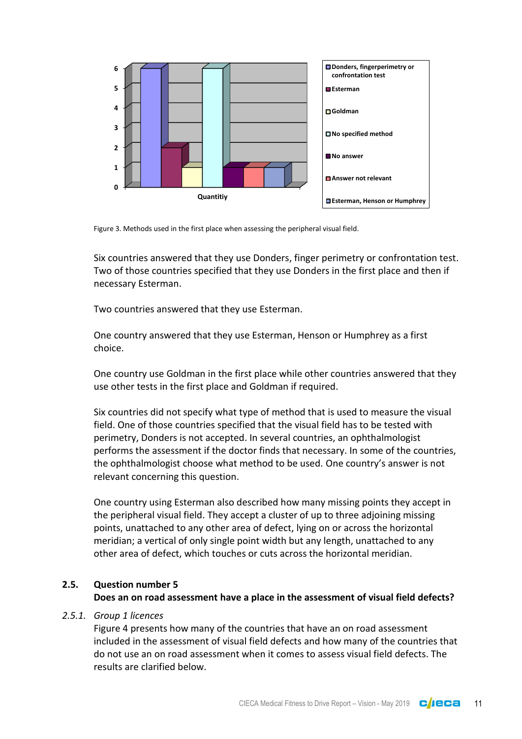Figure 3. Methods used in the first place when assessing the peripheral visual field.

Six countries answered that they use Donders, finger perimetry or confrontation test. Two of those countries specified that they use Donders in the first place and then if necessary Esterman.

Two countries answered that they use Esterman.

One country answered that they use Esterman, Henson or Humphrey as a first choice.

One country use Goldman in the first place while other countries answered that they use other tests in the first place and Goldman if required.

Six countries did not specify what type of method that is used to measure the visual field. One of those countries specified that the visual field has to be tested with perimetry, Donders is not accepted. In several countries, an ophthalmologist performs the assessment if the doctor finds that necessary. In some of the countries, the ophthalmologist choose what method to be used. One country's answer is not relevant concerning this question.

One country using Esterman also described how many missing points they accept in the peripheral visual field. They accept a cluster of up to three adjoining missing points, unattached to any other area of defect, lying on or across the horizontal meridian; a vertical of only single point width but any length, unattached to any other area of defect, which touches or cuts across the horizontal meridian.

## 2.5. Question number 5

**Does an on road assessment have a place in the assessment of visual field defects?**

### *2.5.1. Group 1 licences*

Figure 4 presents how many of the countries that have an on road assessment included in the assessment of visual field defects and how many of the countries that do not use an on road assessment when it comes to assess visual field defects. The results are clarified below.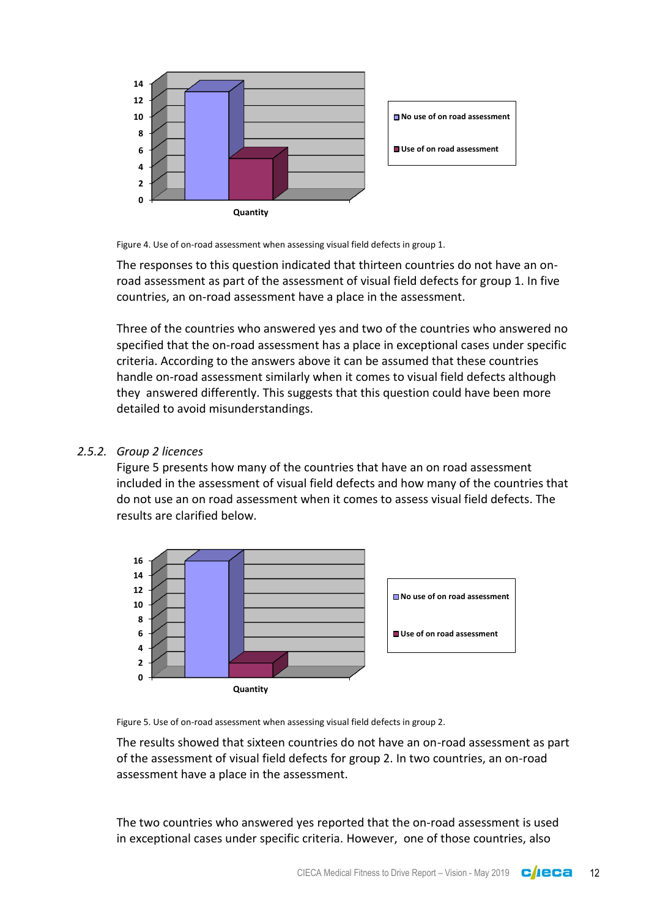Figure 4. Use of on-road assessment when assessing visual field defects in group 1.

The responses to this question indicated that thirteen countries do not have an on-road assessment as part of the assessment of visual field defects for group 1. In five countries, an on-road assessment have a place in the assessment.

Three of the countries who answered yes and two of the countries who answered no specified that the on-road assessment has a place in exceptional cases under specific criteria. According to the answers above it can be assumed that these countries handle on-road assessment similarly when it comes to visual field defects although they answered differently. This suggests that this question could have been more detailed to avoid misunderstandings.

### 2.5.2. *Group 2 licences*

Figure 5 presents how many of the countries that have an on road assessment included in the assessment of visual field defects and how many of the countries that do not use an on road assessment when it comes to assess visual field defects. The results are clarified below.

Figure 5. Use of on-road assessment when assessing visual field defects in group 2.

The results showed that sixteen countries do not have an on-road assessment as part of the assessment of visual field defects for group 2. In two countries, an on-road assessment have a place in the assessment.

The two countries who answered yes reported that the on-road assessment is used in exceptional cases under specific criteria. However, one of those countries, also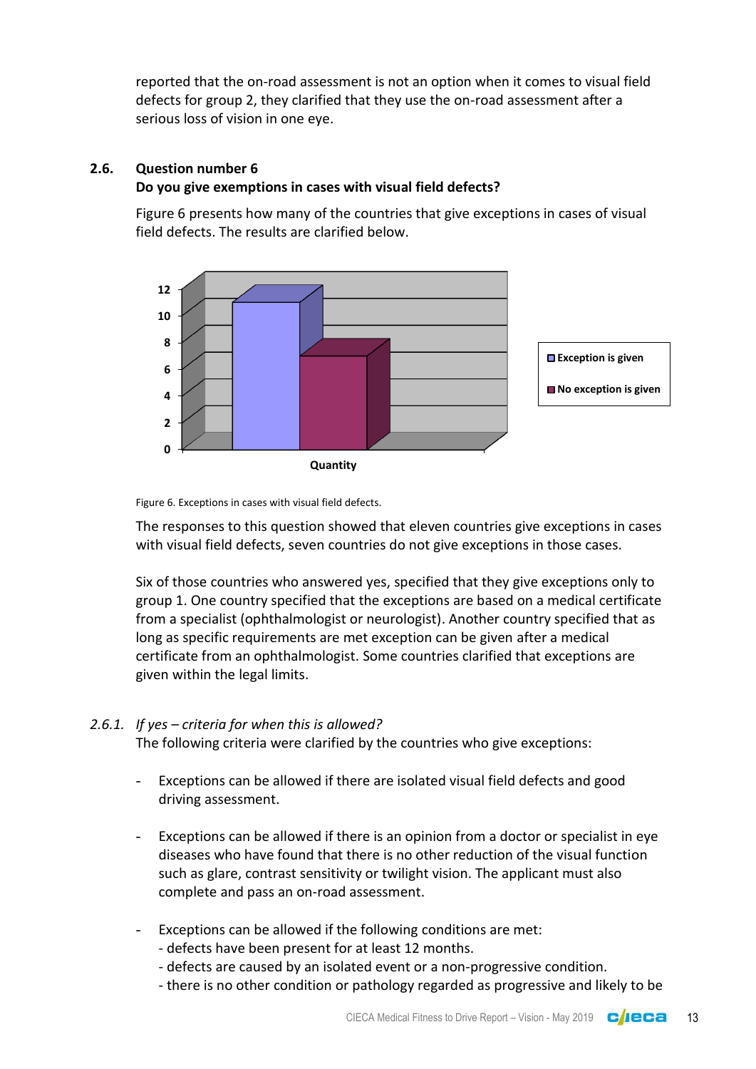reported that the on-road assessment is not an option when it comes to visual field defects for group 2, they clarified that they use the on-road assessment after a serious loss of vision in one eye.

## 2.6. Question number 6

**Do you give exemptions in cases with visual field defects?**

Figure 6 presents how many of the countries that give exceptions in cases of visual field defects. The results are clarified below.

Figure 6. Exceptions in cases with visual field defects.

The responses to this question showed that eleven countries give exceptions in cases with visual field defects, seven countries do not give exceptions in those cases.

Six of those countries who answered yes, specified that they give exceptions only to group 1. One country specified that the exceptions are based on a medical certificate from a specialist (ophthalmologist or neurologist). Another country specified that as long as specific requirements are met exception can be given after a medical certificate from an ophthalmologist. Some countries clarified that exceptions are given within the legal limits.

### *2.6.1. If yes – criteria for when this is allowed?*

The following criteria were clarified by the countries who give exceptions:

- Exceptions can be allowed if there are isolated visual field defects and good driving assessment.

- Exceptions can be allowed if there is an opinion from a doctor or specialist in eye diseases who have found that there is no other reduction of the visual function such as glare, contrast sensitivity or twilight vision. The applicant must also complete and pass an on-road assessment.

- Exceptions can be allowed if the following conditions are met:
  - defects have been present for at least 12 months.
  - defects are caused by an isolated event or a non-progressive condition.
  - there is no other condition or pathology regarded as progressive and likely to be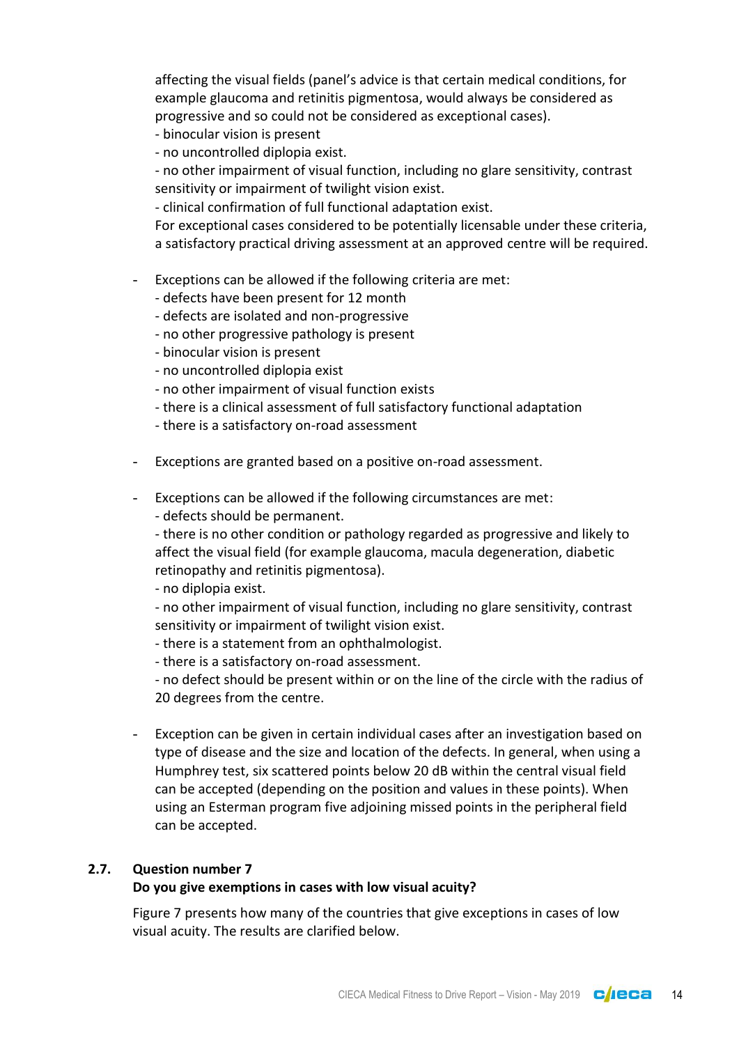affecting the visual fields (panel's advice is that certain medical conditions, for example glaucoma and retinitis pigmentosa, would always be considered as progressive and so could not be considered as exceptional cases).
- binocular vision is present
- no uncontrolled diplopia exist.
- no other impairment of visual function, including no glare sensitivity, contrast sensitivity or impairment of twilight vision exist.
- clinical confirmation of full functional adaptation exist.
For exceptional cases considered to be potentially licensable under these criteria, a satisfactory practical driving assessment at an approved centre will be required.

- Exceptions can be allowed if the following criteria are met:
  - defects have been present for 12 month
  - defects are isolated and non-progressive
  - no other progressive pathology is present
  - binocular vision is present
  - no uncontrolled diplopia exist
  - no other impairment of visual function exists
  - there is a clinical assessment of full satisfactory functional adaptation
  - there is a satisfactory on-road assessment

- Exceptions are granted based on a positive on-road assessment.

- Exceptions can be allowed if the following circumstances are met:
  - defects should be permanent.
  - there is no other condition or pathology regarded as progressive and likely to affect the visual field (for example glaucoma, macula degeneration, diabetic retinopathy and retinitis pigmentosa).
  - no diplopia exist.
  - no other impairment of visual function, including no glare sensitivity, contrast sensitivity or impairment of twilight vision exist.
  - there is a statement from an ophthalmologist.
  - there is a satisfactory on-road assessment.
  - no defect should be present within or on the line of the circle with the radius of 20 degrees from the centre.

- Exception can be given in certain individual cases after an investigation based on type of disease and the size and location of the defects. In general, when using a Humphrey test, six scattered points below 20 dB within the central visual field can be accepted (depending on the position and values in these points). When using an Esterman program five adjoining missed points in the peripheral field can be accepted.

### 2.7. Question number 7
**Do you give exemptions in cases with low visual acuity?**

Figure 7 presents how many of the countries that give exceptions in cases of low visual acuity. The results are clarified below.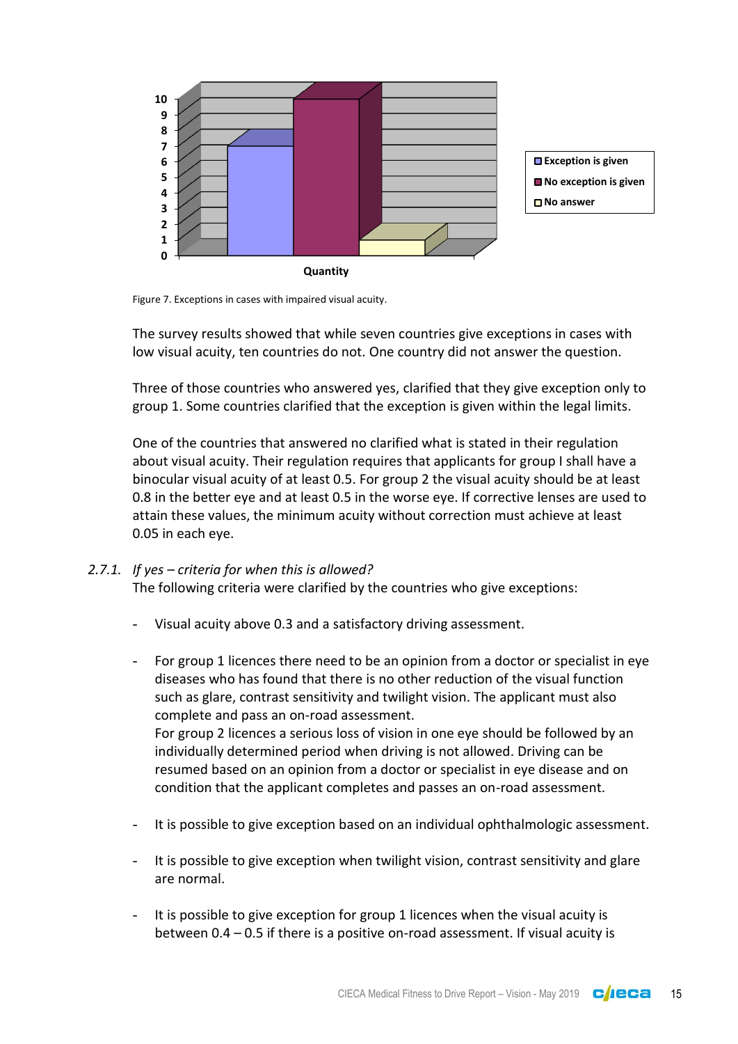Figure 7. Exceptions in cases with impaired visual acuity.

The survey results showed that while seven countries give exceptions in cases with low visual acuity, ten countries do not. One country did not answer the question.

Three of those countries who answered yes, clarified that they give exception only to group 1. Some countries clarified that the exception is given within the legal limits.

One of the countries that answered no clarified what is stated in their regulation about visual acuity. Their regulation requires that applicants for group I shall have a binocular visual acuity of at least 0.5. For group 2 the visual acuity should be at least 0.8 in the better eye and at least 0.5 in the worse eye. If corrective lenses are used to attain these values, the minimum acuity without correction must achieve at least 0.05 in each eye.

### 2.7.1. *If yes – criteria for when this is allowed?*

The following criteria were clarified by the countries who give exceptions:

- Visual acuity above 0.3 and a satisfactory driving assessment.

- For group 1 licences there need to be an opinion from a doctor or specialist in eye diseases who has found that there is no other reduction of the visual function such as glare, contrast sensitivity and twilight vision. The applicant must also complete and pass an on-road assessment.
  For group 2 licences a serious loss of vision in one eye should be followed by an individually determined period when driving is not allowed. Driving can be resumed based on an opinion from a doctor or specialist in eye disease and on condition that the applicant completes and passes an on-road assessment.

- It is possible to give exception based on an individual ophthalmologic assessment.

- It is possible to give exception when twilight vision, contrast sensitivity and glare are normal.

- It is possible to give exception for group 1 licences when the visual acuity is between 0.4 – 0.5 if there is a positive on-road assessment. If visual acuity is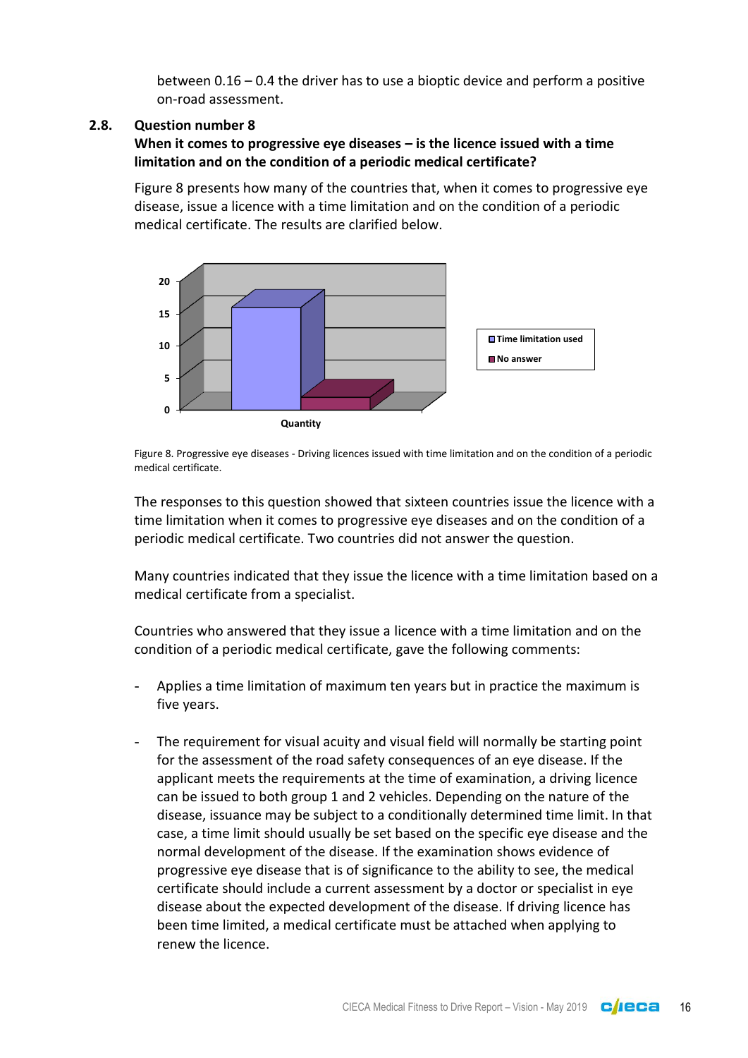between 0.16 – 0.4 the driver has to use a bioptic device and perform a positive on-road assessment.

## 2.8. Question number 8

### When it comes to progressive eye diseases – is the licence issued with a time limitation and on the condition of a periodic medical certificate?

Figure 8 presents how many of the countries that, when it comes to progressive eye disease, issue a licence with a time limitation and on the condition of a periodic medical certificate. The results are clarified below.

Figure 8. Progressive eye diseases - Driving licences issued with time limitation and on the condition of a periodic medical certificate.

The responses to this question showed that sixteen countries issue the licence with a time limitation when it comes to progressive eye diseases and on the condition of a periodic medical certificate. Two countries did not answer the question.

Many countries indicated that they issue the licence with a time limitation based on a medical certificate from a specialist.

Countries who answered that they issue a licence with a time limitation and on the condition of a periodic medical certificate, gave the following comments:

- Applies a time limitation of maximum ten years but in practice the maximum is five years.
- The requirement for visual acuity and visual field will normally be starting point for the assessment of the road safety consequences of an eye disease. If the applicant meets the requirements at the time of examination, a driving licence can be issued to both group 1 and 2 vehicles. Depending on the nature of the disease, issuance may be subject to a conditionally determined time limit. In that case, a time limit should usually be set based on the specific eye disease and the normal development of the disease. If the examination shows evidence of progressive eye disease that is of significance to the ability to see, the medical certificate should include a current assessment by a doctor or specialist in eye disease about the expected development of the disease. If driving licence has been time limited, a medical certificate must be attached when applying to renew the licence.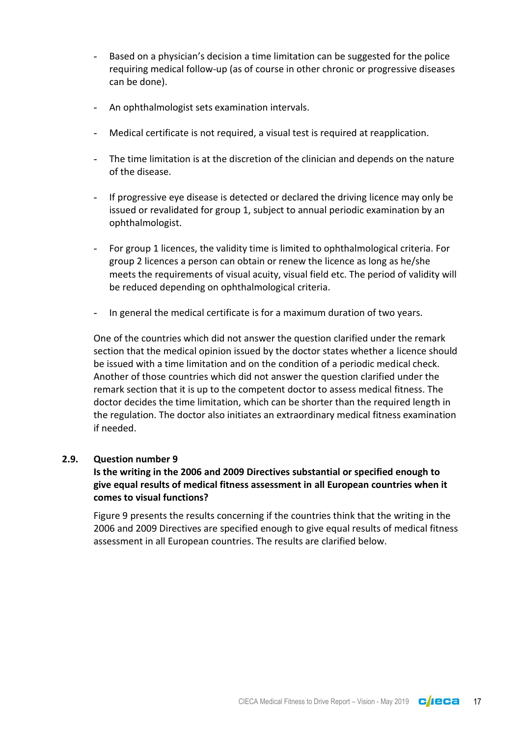- Based on a physician's decision a time limitation can be suggested for the police requiring medical follow-up (as of course in other chronic or progressive diseases can be done).

- An ophthalmologist sets examination intervals.

- Medical certificate is not required, a visual test is required at reapplication.

- The time limitation is at the discretion of the clinician and depends on the nature of the disease.

- If progressive eye disease is detected or declared the driving licence may only be issued or revalidated for group 1, subject to annual periodic examination by an ophthalmologist.

- For group 1 licences, the validity time is limited to ophthalmological criteria. For group 2 licences a person can obtain or renew the licence as long as he/she meets the requirements of visual acuity, visual field etc. The period of validity will be reduced depending on ophthalmological criteria.

- In general the medical certificate is for a maximum duration of two years.

One of the countries which did not answer the question clarified under the remark section that the medical opinion issued by the doctor states whether a licence should be issued with a time limitation and on the condition of a periodic medical check. Another of those countries which did not answer the question clarified under the remark section that it is up to the competent doctor to assess medical fitness. The doctor decides the time limitation, which can be shorter than the required length in the regulation. The doctor also initiates an extraordinary medical fitness examination if needed.

## 2.9. Question number 9

**Is the writing in the 2006 and 2009 Directives substantial or specified enough to give equal results of medical fitness assessment in all European countries when it comes to visual functions?**

Figure 9 presents the results concerning if the countries think that the writing in the 2006 and 2009 Directives are specified enough to give equal results of medical fitness assessment in all European countries. The results are clarified below.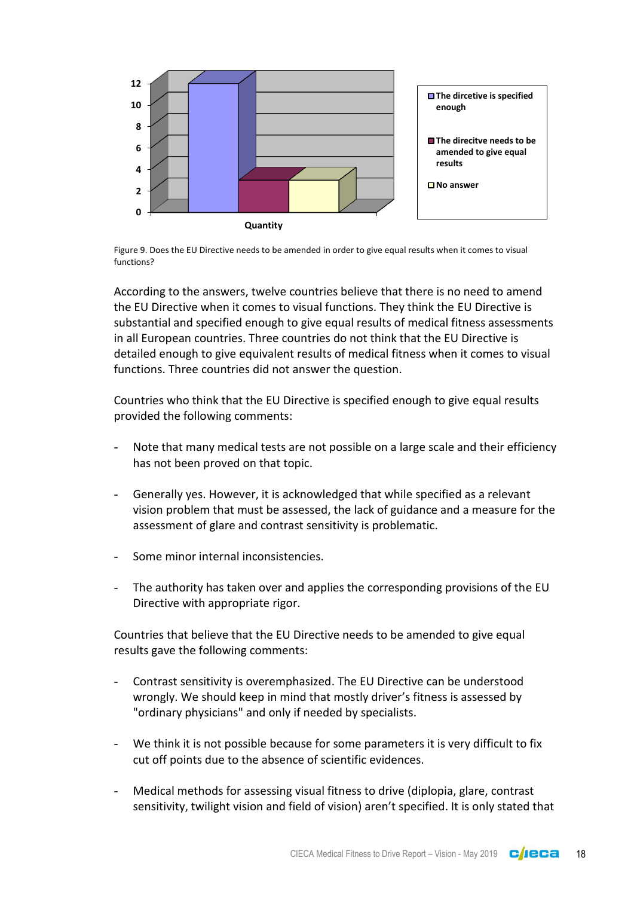Figure 9. Does the EU Directive needs to be amended in order to give equal results when it comes to visual functions?

According to the answers, twelve countries believe that there is no need to amend the EU Directive when it comes to visual functions. They think the EU Directive is substantial and specified enough to give equal results of medical fitness assessments in all European countries. Three countries do not think that the EU Directive is detailed enough to give equivalent results of medical fitness when it comes to visual functions. Three countries did not answer the question.

Countries who think that the EU Directive is specified enough to give equal results provided the following comments:

- Note that many medical tests are not possible on a large scale and their efficiency has not been proved on that topic.
- Generally yes. However, it is acknowledged that while specified as a relevant vision problem that must be assessed, the lack of guidance and a measure for the assessment of glare and contrast sensitivity is problematic.
- Some minor internal inconsistencies.
- The authority has taken over and applies the corresponding provisions of the EU Directive with appropriate rigor.

Countries that believe that the EU Directive needs to be amended to give equal results gave the following comments:

- Contrast sensitivity is overemphasized. The EU Directive can be understood wrongly. We should keep in mind that mostly driver's fitness is assessed by "ordinary physicians" and only if needed by specialists.
- We think it is not possible because for some parameters it is very difficult to fix cut off points due to the absence of scientific evidences.
- Medical methods for assessing visual fitness to drive (diplopia, glare, contrast sensitivity, twilight vision and field of vision) aren't specified. It is only stated that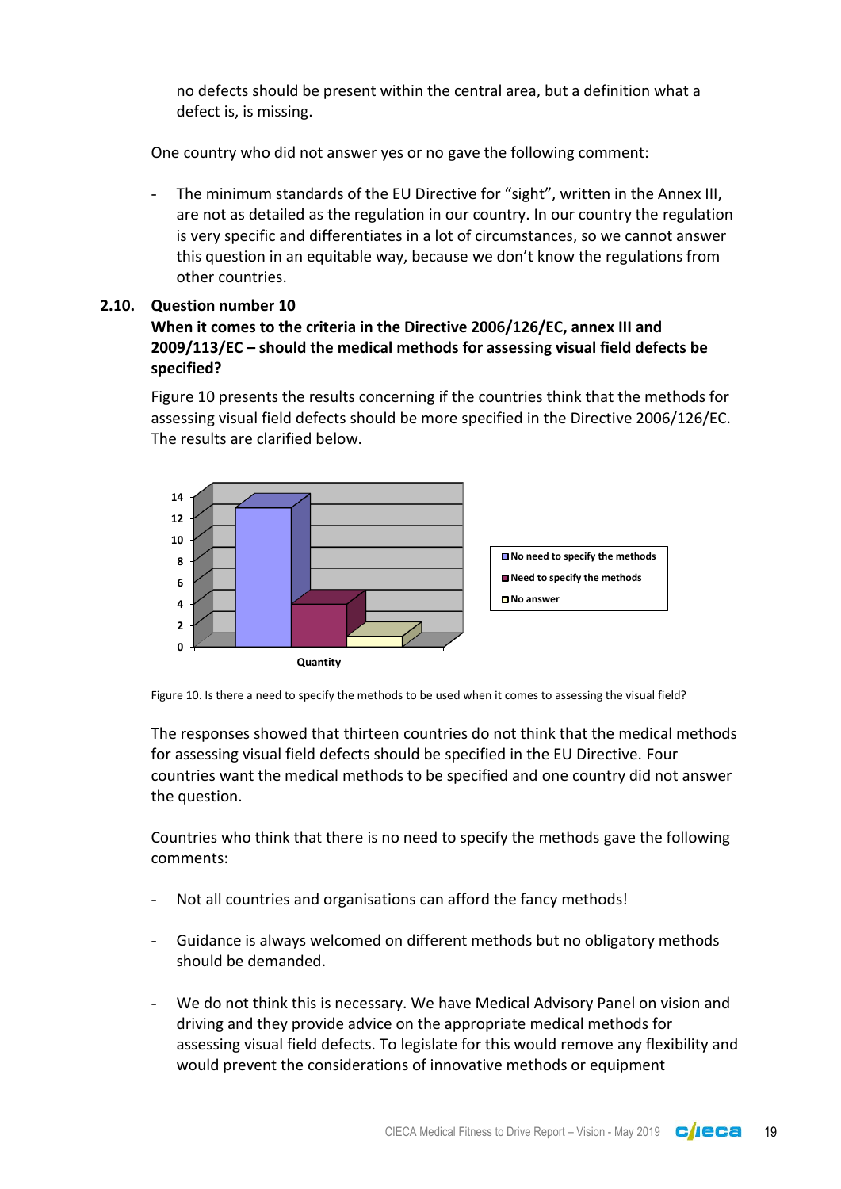no defects should be present within the central area, but a definition what a defect is, is missing.

One country who did not answer yes or no gave the following comment:

- The minimum standards of the EU Directive for "sight", written in the Annex III, are not as detailed as the regulation in our country. In our country the regulation is very specific and differentiates in a lot of circumstances, so we cannot answer this question in an equitable way, because we don't know the regulations from other countries.

### 2.10. Question number 10

**When it comes to the criteria in the Directive 2006/126/EC, annex III and 2009/113/EC – should the medical methods for assessing visual field defects be specified?**

Figure 10 presents the results concerning if the countries think that the methods for assessing visual field defects should be more specified in the Directive 2006/126/EC. The results are clarified below.

Figure 10. Is there a need to specify the methods to be used when it comes to assessing the visual field?

The responses showed that thirteen countries do not think that the medical methods for assessing visual field defects should be specified in the EU Directive. Four countries want the medical methods to be specified and one country did not answer the question.

Countries who think that there is no need to specify the methods gave the following comments:

- Not all countries and organisations can afford the fancy methods!

- Guidance is always welcomed on different methods but no obligatory methods should be demanded.

- We do not think this is necessary. We have Medical Advisory Panel on vision and driving and they provide advice on the appropriate medical methods for assessing visual field defects. To legislate for this would remove any flexibility and would prevent the considerations of innovative methods or equipment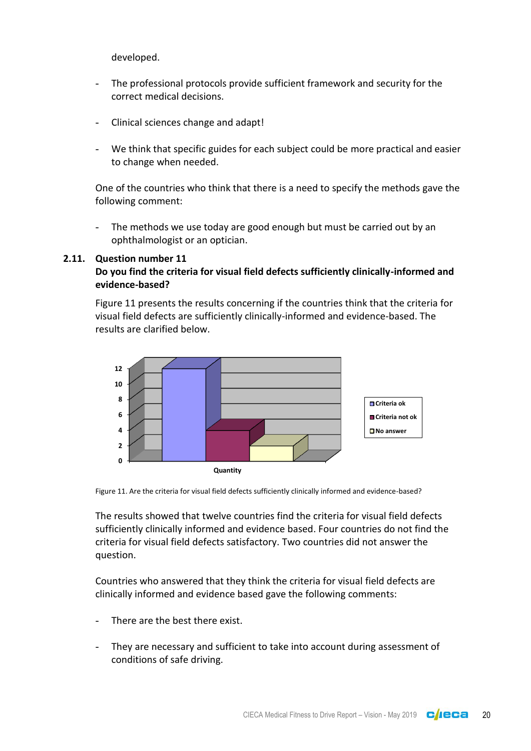developed.

- The professional protocols provide sufficient framework and security for the correct medical decisions.

- Clinical sciences change and adapt!

- We think that specific guides for each subject could be more practical and easier to change when needed.

One of the countries who think that there is a need to specify the methods gave the following comment:

- The methods we use today are good enough but must be carried out by an ophthalmologist or an optician.

## 2.11. Question number 11

**Do you find the criteria for visual field defects sufficiently clinically-informed and evidence-based?**

Figure 11 presents the results concerning if the countries think that the criteria for visual field defects are sufficiently clinically-informed and evidence-based. The results are clarified below.

Figure 11. Are the criteria for visual field defects sufficiently clinically informed and evidence-based?

The results showed that twelve countries find the criteria for visual field defects sufficiently clinically informed and evidence based. Four countries do not find the criteria for visual field defects satisfactory. Two countries did not answer the question.

Countries who answered that they think the criteria for visual field defects are clinically informed and evidence based gave the following comments:

- There are the best there exist.

- They are necessary and sufficient to take into account during assessment of conditions of safe driving.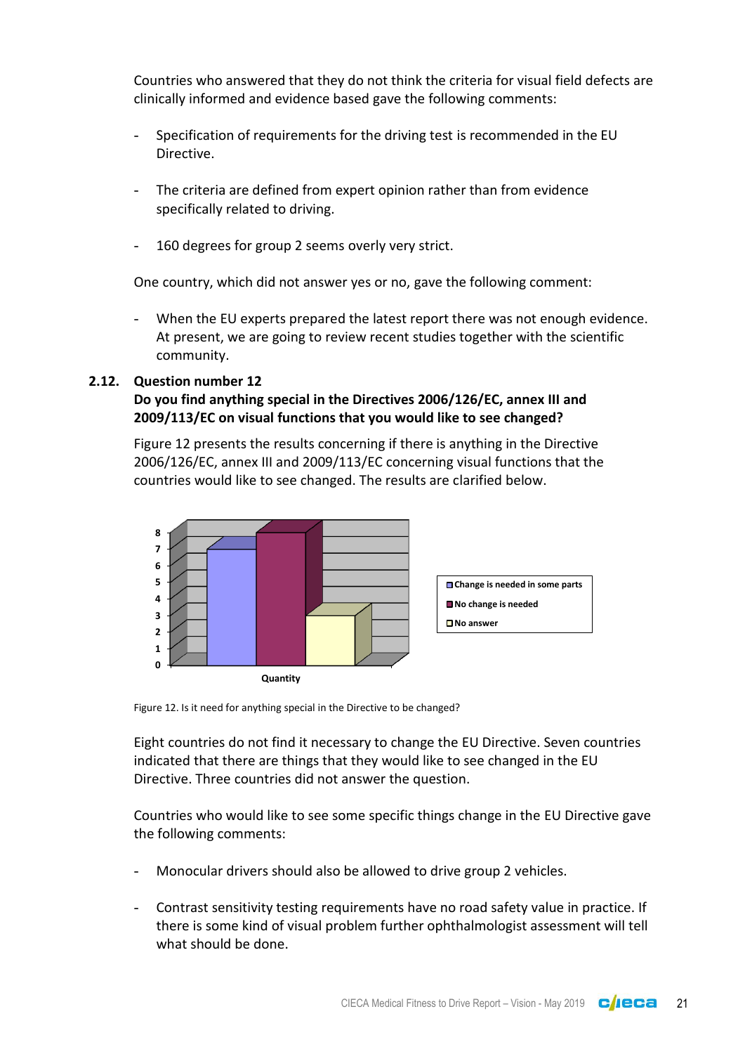Countries who answered that they do not think the criteria for visual field defects are clinically informed and evidence based gave the following comments:

- Specification of requirements for the driving test is recommended in the EU Directive.
- The criteria are defined from expert opinion rather than from evidence specifically related to driving.
- 160 degrees for group 2 seems overly very strict.

One country, which did not answer yes or no, gave the following comment:

- When the EU experts prepared the latest report there was not enough evidence. At present, we are going to review recent studies together with the scientific community.

### 2.12. Question number 12

**Do you find anything special in the Directives 2006/126/EC, annex III and 2009/113/EC on visual functions that you would like to see changed?**

Figure 12 presents the results concerning if there is anything in the Directive 2006/126/EC, annex III and 2009/113/EC concerning visual functions that the countries would like to see changed. The results are clarified below.

Figure 12. Is it need for anything special in the Directive to be changed?

Eight countries do not find it necessary to change the EU Directive. Seven countries indicated that there are things that they would like to see changed in the EU Directive. Three countries did not answer the question.

Countries who would like to see some specific things change in the EU Directive gave the following comments:

- Monocular drivers should also be allowed to drive group 2 vehicles.
- Contrast sensitivity testing requirements have no road safety value in practice. If there is some kind of visual problem further ophthalmologist assessment will tell what should be done.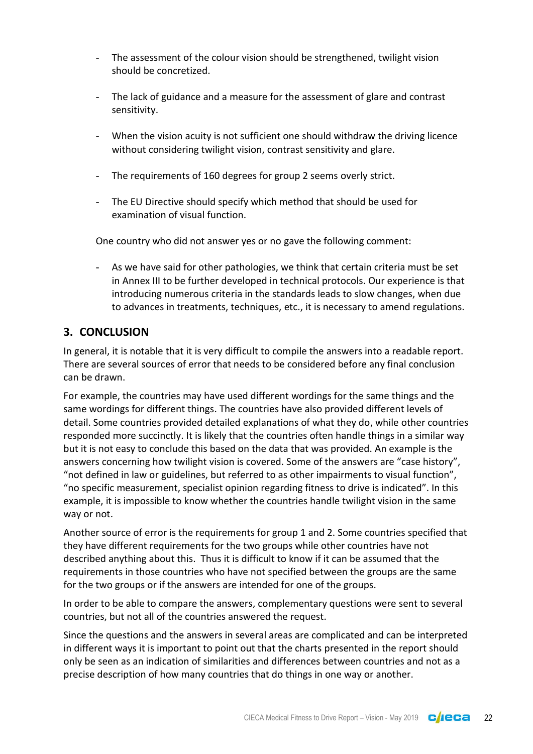- The assessment of the colour vision should be strengthened, twilight vision should be concretized.
- The lack of guidance and a measure for the assessment of glare and contrast sensitivity.
- When the vision acuity is not sufficient one should withdraw the driving licence without considering twilight vision, contrast sensitivity and glare.
- The requirements of 160 degrees for group 2 seems overly strict.
- The EU Directive should specify which method that should be used for examination of visual function.

One country who did not answer yes or no gave the following comment:

- As we have said for other pathologies, we think that certain criteria must be set in Annex III to be further developed in technical protocols. Our experience is that introducing numerous criteria in the standards leads to slow changes, when due to advances in treatments, techniques, etc., it is necessary to amend regulations.

## 3. CONCLUSION

In general, it is notable that it is very difficult to compile the answers into a readable report. There are several sources of error that needs to be considered before any final conclusion can be drawn.

For example, the countries may have used different wordings for the same things and the same wordings for different things. The countries have also provided different levels of detail. Some countries provided detailed explanations of what they do, while other countries responded more succinctly. It is likely that the countries often handle things in a similar way but it is not easy to conclude this based on the data that was provided. An example is the answers concerning how twilight vision is covered. Some of the answers are "case history", "not defined in law or guidelines, but referred to as other impairments to visual function", "no specific measurement, specialist opinion regarding fitness to drive is indicated". In this example, it is impossible to know whether the countries handle twilight vision in the same way or not.

Another source of error is the requirements for group 1 and 2. Some countries specified that they have different requirements for the two groups while other countries have not described anything about this. Thus it is difficult to know if it can be assumed that the requirements in those countries who have not specified between the groups are the same for the two groups or if the answers are intended for one of the groups.

In order to be able to compare the answers, complementary questions were sent to several countries, but not all of the countries answered the request.

Since the questions and the answers in several areas are complicated and can be interpreted in different ways it is important to point out that the charts presented in the report should only be seen as an indication of similarities and differences between countries and not as a precise description of how many countries that do things in one way or another.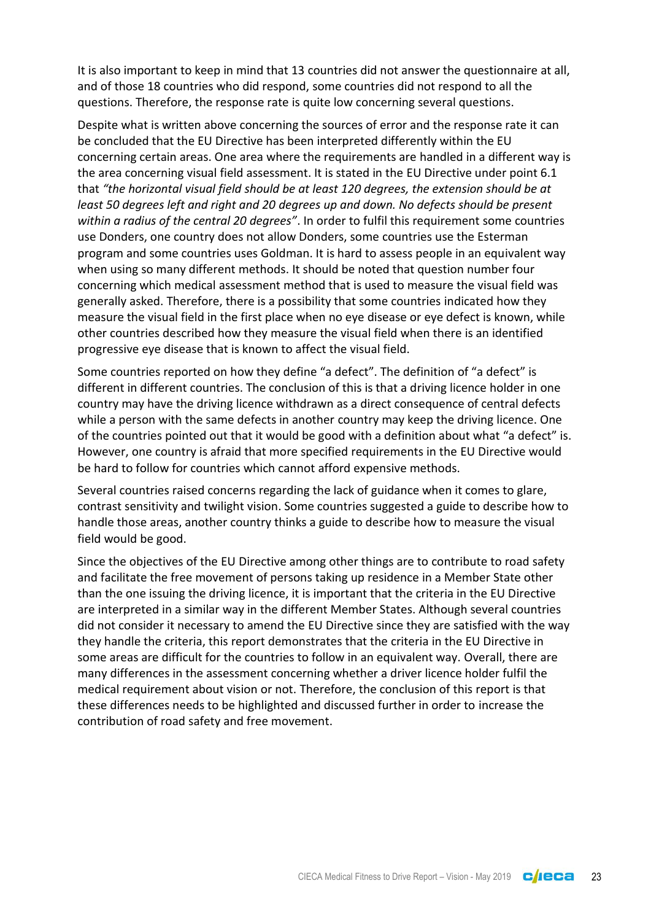It is also important to keep in mind that 13 countries did not answer the questionnaire at all, and of those 18 countries who did respond, some countries did not respond to all the questions. Therefore, the response rate is quite low concerning several questions.

Despite what is written above concerning the sources of error and the response rate it can be concluded that the EU Directive has been interpreted differently within the EU concerning certain areas. One area where the requirements are handled in a different way is the area concerning visual field assessment. It is stated in the EU Directive under point 6.1 that *"the horizontal visual field should be at least 120 degrees, the extension should be at least 50 degrees left and right and 20 degrees up and down. No defects should be present within a radius of the central 20 degrees"*. In order to fulfil this requirement some countries use Donders, one country does not allow Donders, some countries use the Esterman program and some countries uses Goldman. It is hard to assess people in an equivalent way when using so many different methods. It should be noted that question number four concerning which medical assessment method that is used to measure the visual field was generally asked. Therefore, there is a possibility that some countries indicated how they measure the visual field in the first place when no eye disease or eye defect is known, while other countries described how they measure the visual field when there is an identified progressive eye disease that is known to affect the visual field.

Some countries reported on how they define "a defect". The definition of "a defect" is different in different countries. The conclusion of this is that a driving licence holder in one country may have the driving licence withdrawn as a direct consequence of central defects while a person with the same defects in another country may keep the driving licence. One of the countries pointed out that it would be good with a definition about what "a defect" is. However, one country is afraid that more specified requirements in the EU Directive would be hard to follow for countries which cannot afford expensive methods.

Several countries raised concerns regarding the lack of guidance when it comes to glare, contrast sensitivity and twilight vision. Some countries suggested a guide to describe how to handle those areas, another country thinks a guide to describe how to measure the visual field would be good.

Since the objectives of the EU Directive among other things are to contribute to road safety and facilitate the free movement of persons taking up residence in a Member State other than the one issuing the driving licence, it is important that the criteria in the EU Directive are interpreted in a similar way in the different Member States. Although several countries did not consider it necessary to amend the EU Directive since they are satisfied with the way they handle the criteria, this report demonstrates that the criteria in the EU Directive in some areas are difficult for the countries to follow in an equivalent way. Overall, there are many differences in the assessment concerning whether a driver licence holder fulfil the medical requirement about vision or not. Therefore, the conclusion of this report is that these differences needs to be highlighted and discussed further in order to increase the contribution of road safety and free movement.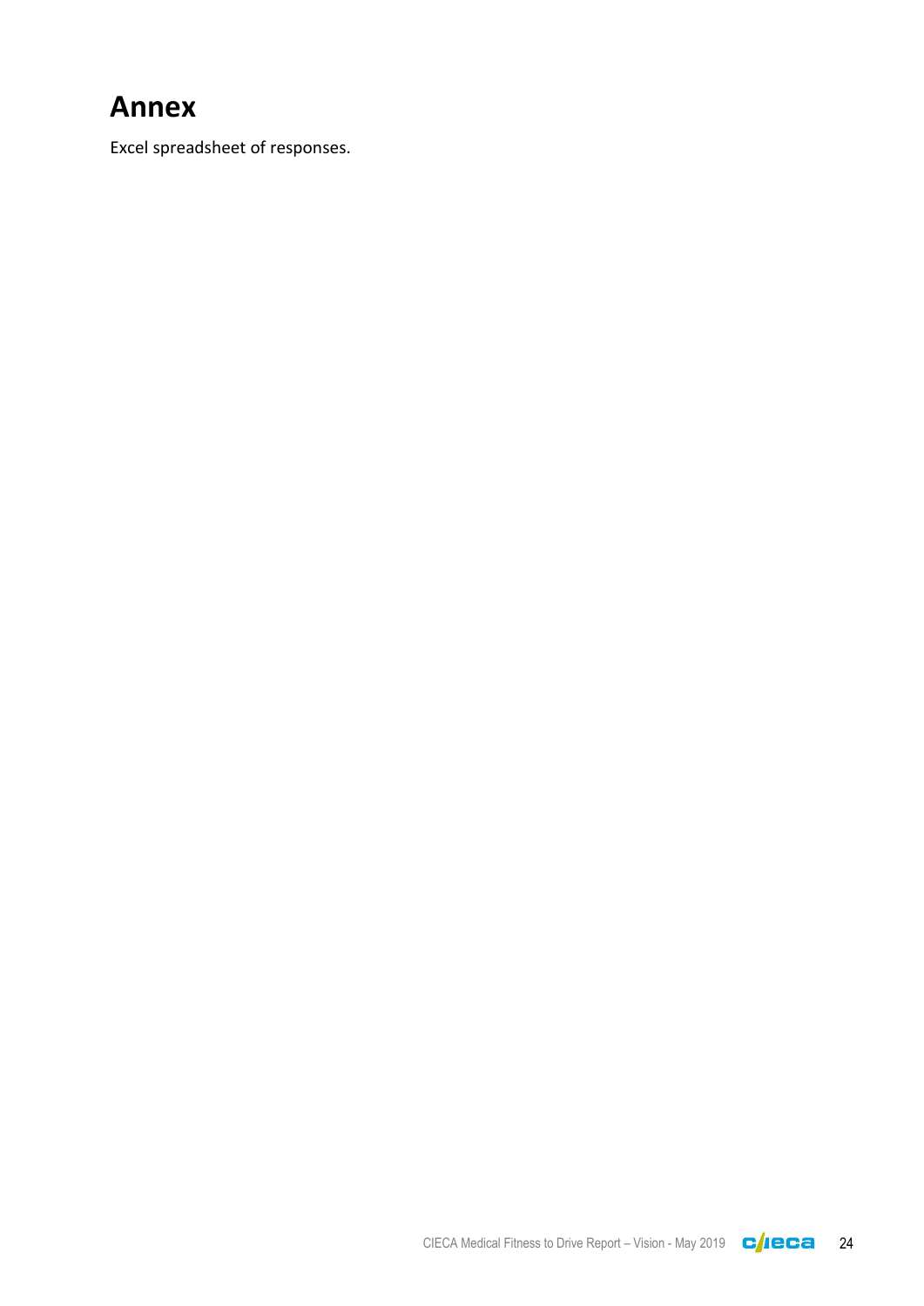# Annex

Excel spreadsheet of responses.